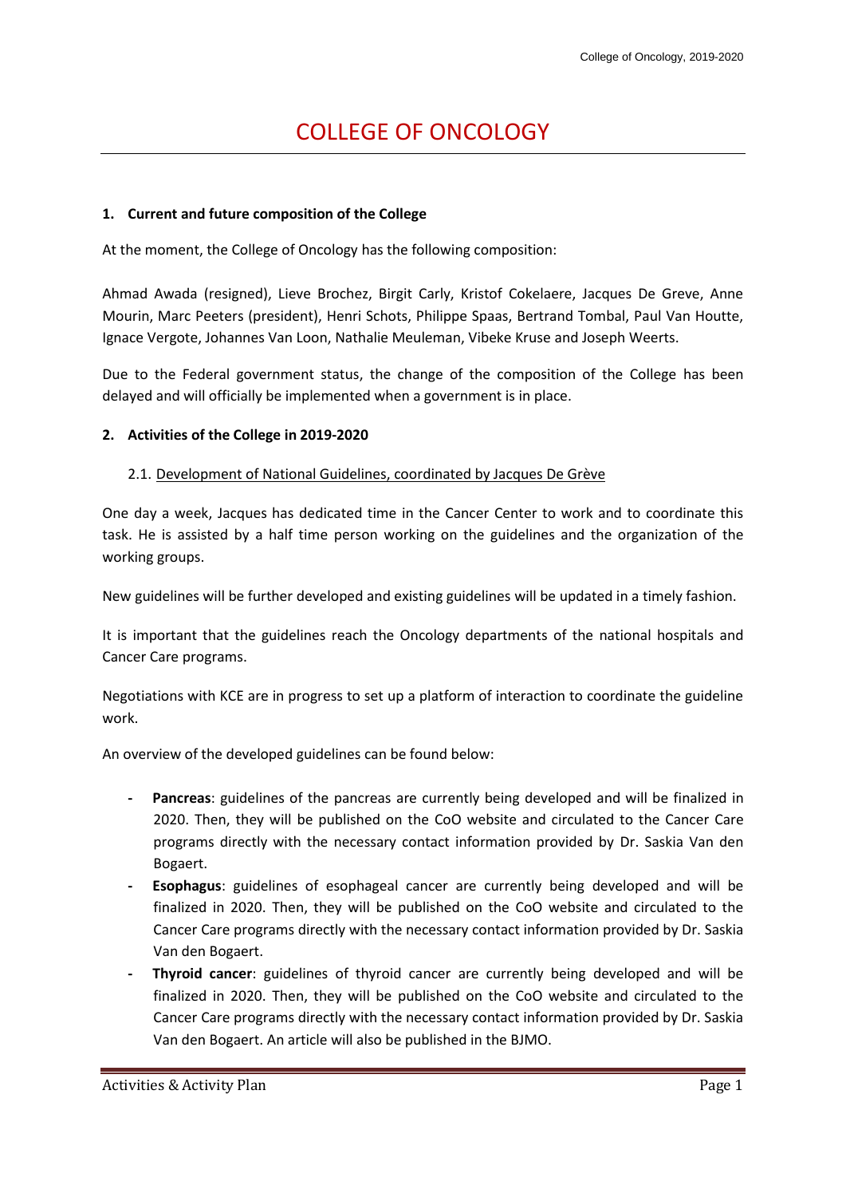# COLLEGE OF ONCOLOGY

## 1. Current and future composition of the College

At the moment, the College of Oncology has the following composition:

Ahmad Awada (resigned), Lieve Brochez, Birgit Carly, Kristof Cokelaere, Jacques De Greve, Anne Mourin, Marc Peeters (president), Henri Schots, Philippe Spaas, Bertrand Tombal, Paul Van Houtte, Ignace Vergote, Johannes Van Loon, Nathalie Meuleman, Vibeke Kruse and Joseph Weerts.

Due to the Federal government status, the change of the composition of the College has been delayed and will officially be implemented when a government is in place.

## 2. Activities of the College in 2019-2020

### 2.1. Development of National Guidelines, coordinated by Jacques De Grève

One day a week, Jacques has dedicated time in the Cancer Center to work and to coordinate this task. He is assisted by a half time person working on the guidelines and the organization of the working groups.

New guidelines will be further developed and existing guidelines will be updated in a timely fashion.

It is important that the guidelines reach the Oncology departments of the national hospitals and Cancer Care programs.

Negotiations with KCE are in progress to set up a platform of interaction to coordinate the guideline work.

An overview of the developed guidelines can be found below:

- **Pancreas**: guidelines of the pancreas are currently being developed and will be finalized in 2020. Then, they will be published on the CoO website and circulated to the Cancer Care programs directly with the necessary contact information provided by Dr. Saskia Van den Bogaert.
- **Esophagus**: guidelines of esophageal cancer are currently being developed and will be finalized in 2020. Then, they will be published on the CoO website and circulated to the Cancer Care programs directly with the necessary contact information provided by Dr. Saskia Van den Bogaert.
- **Thyroid cancer**: guidelines of thyroid cancer are currently being developed and will be finalized in 2020. Then, they will be published on the CoO website and circulated to the Cancer Care programs directly with the necessary contact information provided by Dr. Saskia Van den Bogaert. An article will also be published in the BJMO.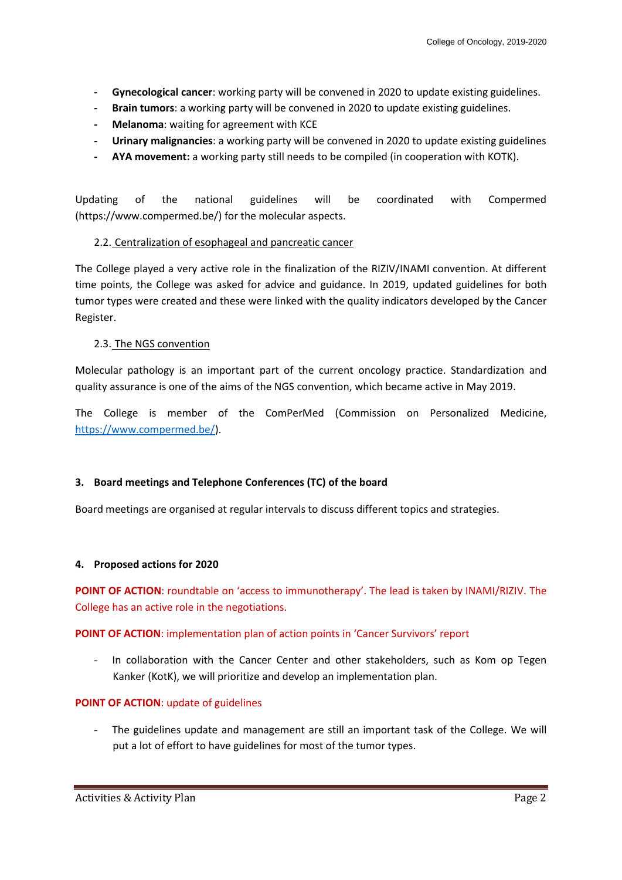- **Gynecological cancer**: working party will be convened in 2020 to update existing guidelines.
- **Brain tumors**: a working party will be convened in 2020 to update existing guidelines.
- **Melanoma**: waiting for agreement with KCE
- **Urinary malignancies**: a working party will be convened in 2020 to update existing guidelines
- **AYA movement:** a working party still needs to be compiled (in cooperation with KOTK).

Updating of the national guidelines will be coordinated with Compermed (https://www.compermed.be/) for the molecular aspects.

### 2.2. Centralization of esophageal and pancreatic cancer

The College played a very active role in the finalization of the RIZIV/INAMI convention. At different time points, the College was asked for advice and guidance. In 2019, updated guidelines for both tumor types were created and these were linked with the quality indicators developed by the Cancer Register.

### 2.3. The NGS convention

Molecular pathology is an important part of the current oncology practice. Standardization and quality assurance is one of the aims of the NGS convention, which became active in May 2019.

The College is member of the ComPerMed (Commission on Personalized Medicine, https://www.compermed.be/).

## 3. Board meetings and Telephone Conferences (TC) of the board

Board meetings are organised at regular intervals to discuss different topics and strategies.

## 4. Proposed actions for 2020

**POINT OF ACTION**: roundtable on 'access to immunotherapy'. The lead is taken by INAMI/RIZIV. The College has an active role in the negotiations.

**POINT OF ACTION**: implementation plan of action points in 'Cancer Survivors' report

- In collaboration with the Cancer Center and other stakeholders, such as Kom op Tegen Kanker (KotK), we will prioritize and develop an implementation plan.

**POINT OF ACTION**: update of guidelines

- The guidelines update and management are still an important task of the College. We will put a lot of effort to have guidelines for most of the tumor types.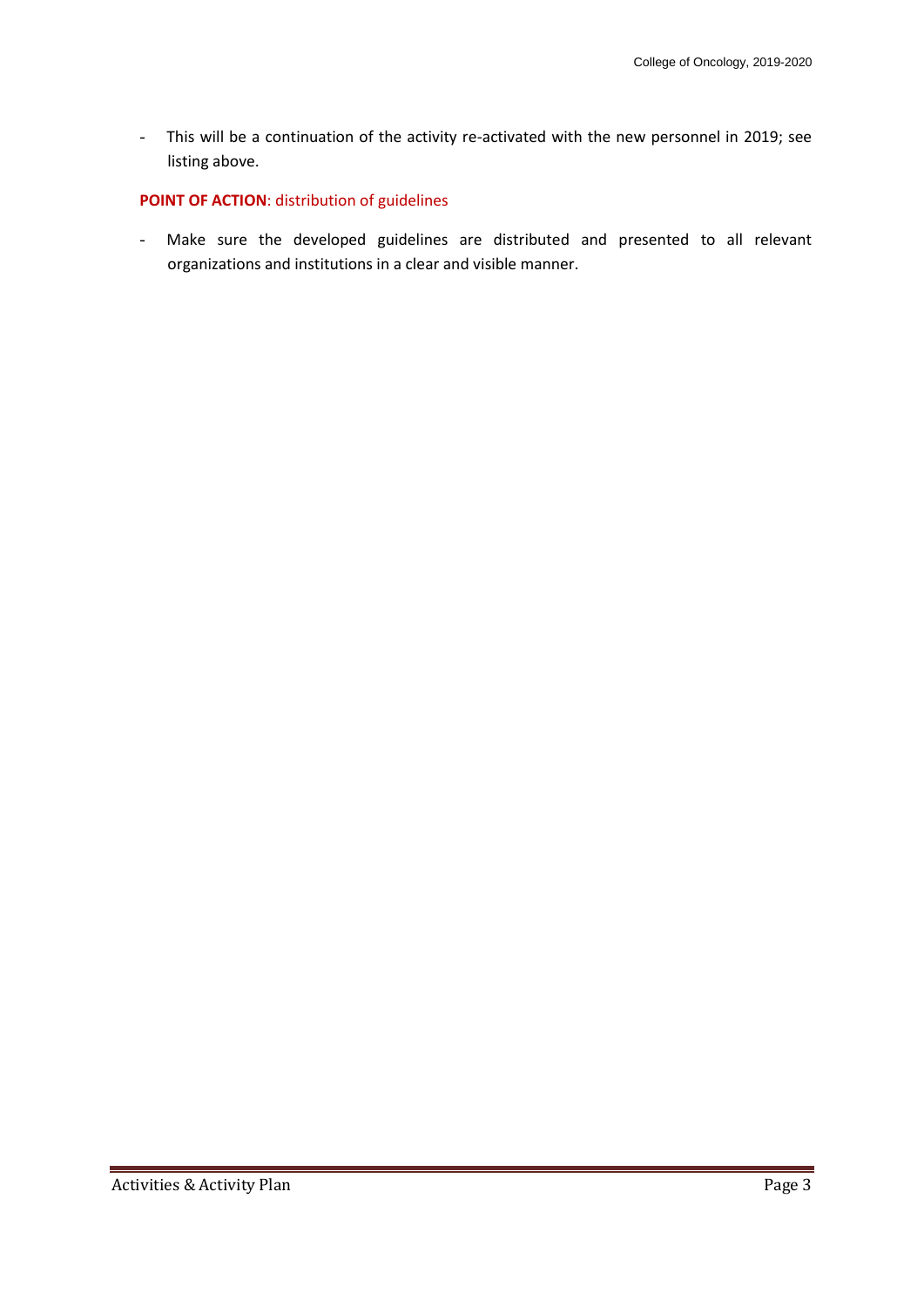- This will be a continuation of the activity re-activated with the new personnel in 2019; see listing above.

**POINT OF ACTION**: distribution of guidelines

- Make sure the developed guidelines are distributed and presented to all relevant organizations and institutions in a clear and visible manner.